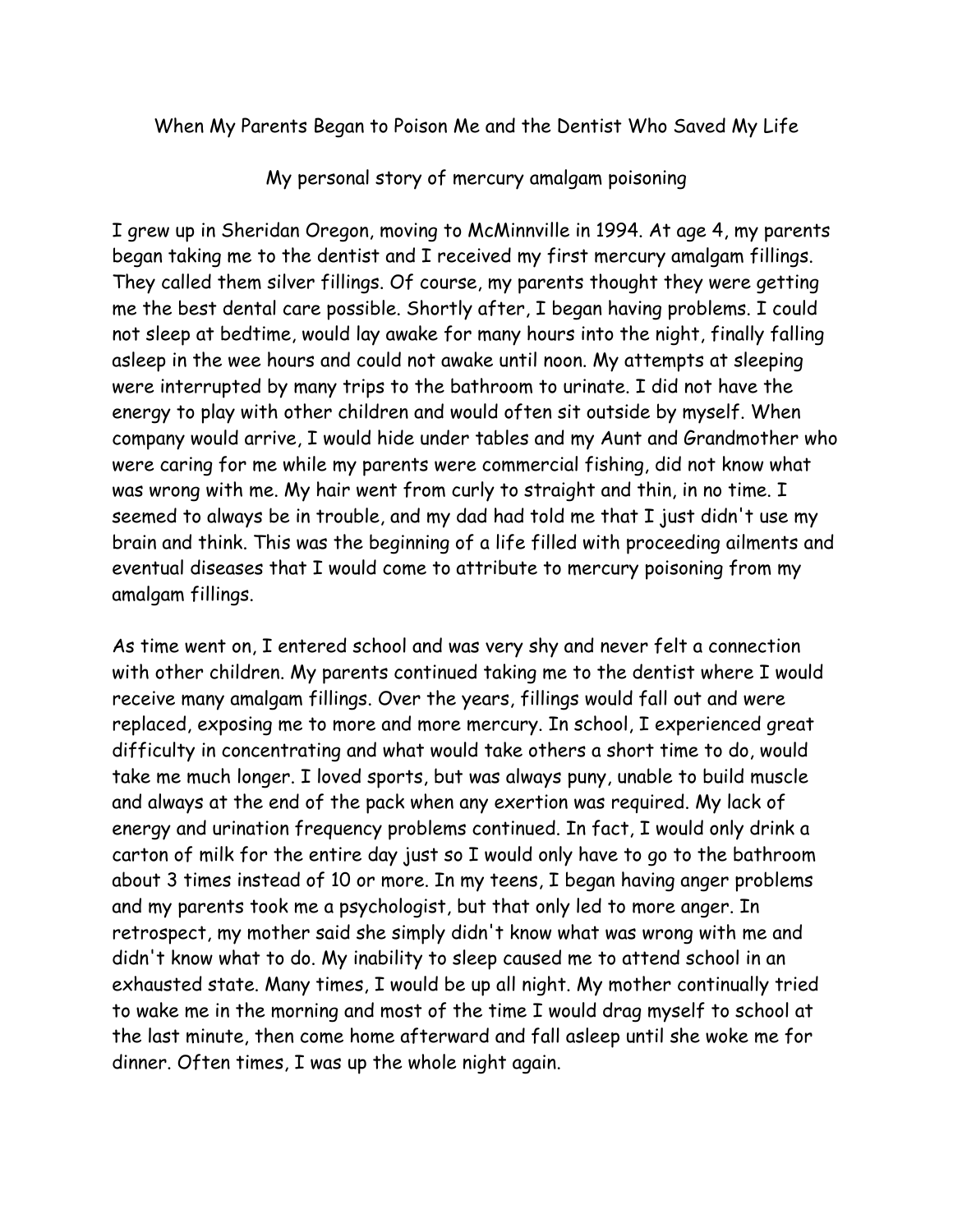# When My Parents Began to Poison Me and the Dentist Who Saved My Life

## My personal story of mercury amalgam poisoning

I grew up in Sheridan Oregon, moving to McMinnville in 1994. At age 4, my parents began taking me to the dentist and I received my first mercury amalgam fillings. They called them silver fillings. Of course, my parents thought they were getting me the best dental care possible. Shortly after, I began having problems. I could not sleep at bedtime, would lay awake for many hours into the night, finally falling asleep in the wee hours and could not awake until noon. My attempts at sleeping were interrupted by many trips to the bathroom to urinate. I did not have the energy to play with other children and would often sit outside by myself. When company would arrive, I would hide under tables and my Aunt and Grandmother who were caring for me while my parents were commercial fishing, did not know what was wrong with me. My hair went from curly to straight and thin, in no time. I seemed to always be in trouble, and my dad had told me that I just didn't use my brain and think. This was the beginning of a life filled with proceeding ailments and eventual diseases that I would come to attribute to mercury poisoning from my amalgam fillings.

As time went on, I entered school and was very shy and never felt a connection with other children. My parents continued taking me to the dentist where I would receive many amalgam fillings. Over the years, fillings would fall out and were replaced, exposing me to more and more mercury. In school, I experienced great difficulty in concentrating and what would take others a short time to do, would take me much longer. I loved sports, but was always puny, unable to build muscle and always at the end of the pack when any exertion was required. My lack of energy and urination frequency problems continued. In fact, I would only drink a carton of milk for the entire day just so I would only have to go to the bathroom about 3 times instead of 10 or more. In my teens, I began having anger problems and my parents took me a psychologist, but that only led to more anger. In retrospect, my mother said she simply didn't know what was wrong with me and didn't know what to do. My inability to sleep caused me to attend school in an exhausted state. Many times, I would be up all night. My mother continually tried to wake me in the morning and most of the time I would drag myself to school at the last minute, then come home afterward and fall asleep until she woke me for dinner. Often times, I was up the whole night again.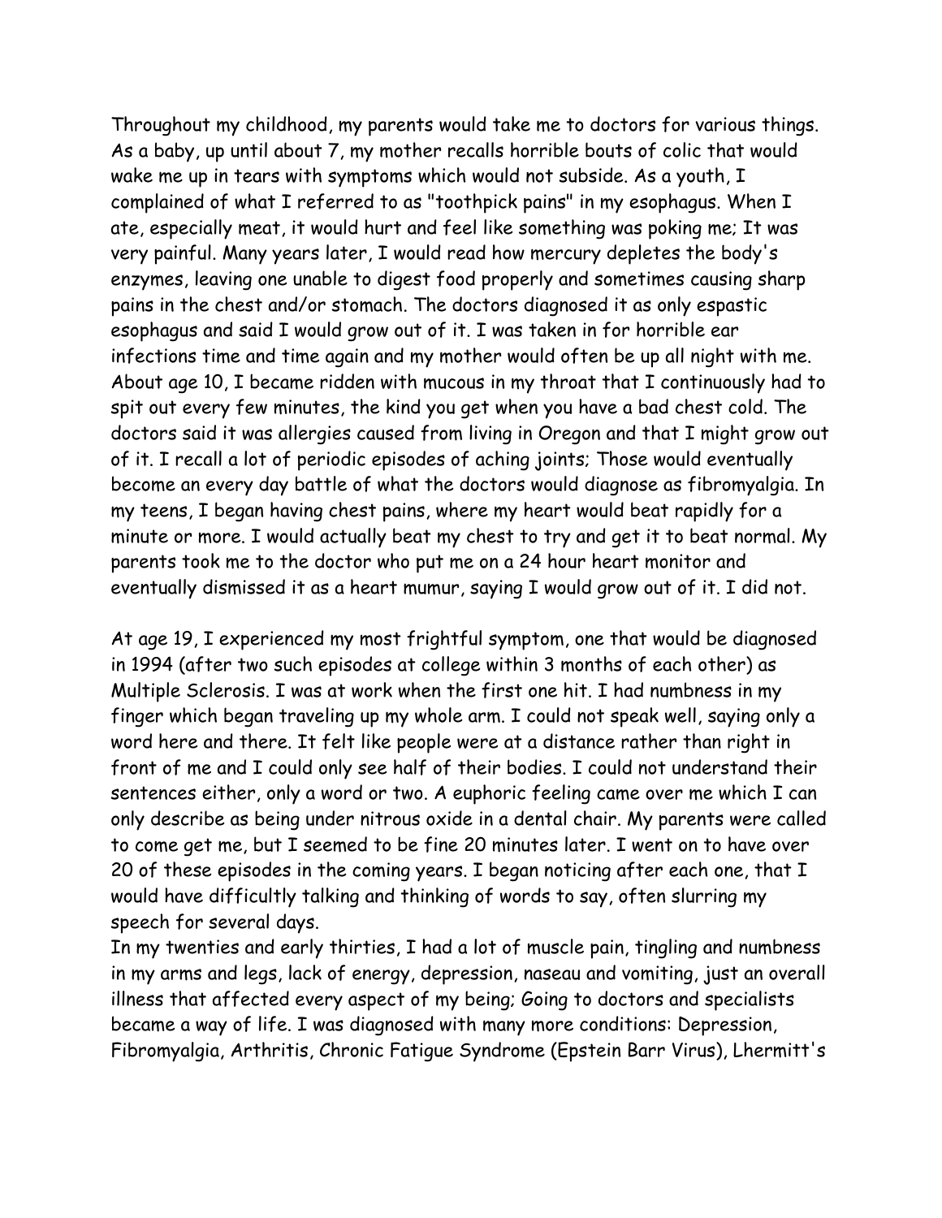Throughout my childhood, my parents would take me to doctors for various things. As a baby, up until about 7, my mother recalls horrible bouts of colic that would wake me up in tears with symptoms which would not subside. As a youth, I complained of what I referred to as "toothpick pains" in my esophagus. When I ate, especially meat, it would hurt and feel like something was poking me; It was very painful. Many years later, I would read how mercury depletes the body's enzymes, leaving one unable to digest food properly and sometimes causing sharp pains in the chest and/or stomach. The doctors diagnosed it as only espastic esophagus and said I would grow out of it. I was taken in for horrible ear infections time and time again and my mother would often be up all night with me. About age 10, I became ridden with mucous in my throat that I continuously had to spit out every few minutes, the kind you get when you have a bad chest cold. The doctors said it was allergies caused from living in Oregon and that I might grow out of it. I recall a lot of periodic episodes of aching joints; Those would eventually become an every day battle of what the doctors would diagnose as fibromyalgia. In my teens, I began having chest pains, where my heart would beat rapidly for a minute or more. I would actually beat my chest to try and get it to beat normal. My parents took me to the doctor who put me on a 24 hour heart monitor and eventually dismissed it as a heart mumur, saying I would grow out of it. I did not.

At age 19, I experienced my most frightful symptom, one that would be diagnosed in 1994 (after two such episodes at college within 3 months of each other) as Multiple Sclerosis. I was at work when the first one hit. I had numbness in my finger which began traveling up my whole arm. I could not speak well, saying only a word here and there. It felt like people were at a distance rather than right in front of me and I could only see half of their bodies. I could not understand their sentences either, only a word or two. A euphoric feeling came over me which I can only describe as being under nitrous oxide in a dental chair. My parents were called to come get me, but I seemed to be fine 20 minutes later. I went on to have over 20 of these episodes in the coming years. I began noticing after each one, that I would have difficultly talking and thinking of words to say, often slurring my speech for several days.

In my twenties and early thirties, I had a lot of muscle pain, tingling and numbness in my arms and legs, lack of energy, depression, naseau and vomiting, just an overall illness that affected every aspect of my being; Going to doctors and specialists became a way of life. I was diagnosed with many more conditions: Depression, Fibromyalgia, Arthritis, Chronic Fatigue Syndrome (Epstein Barr Virus), Lhermitt's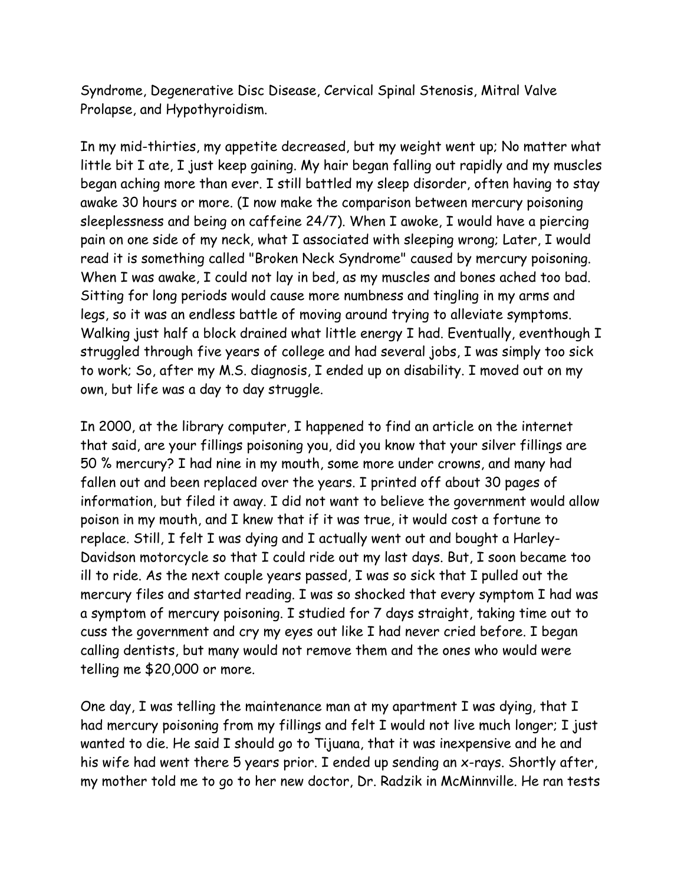Syndrome, Degenerative Disc Disease, Cervical Spinal Stenosis, Mitral Valve Prolapse, and Hypothyroidism.

In my mid-thirties, my appetite decreased, but my weight went up; No matter what little bit I ate, I just keep gaining. My hair began falling out rapidly and my muscles began aching more than ever. I still battled my sleep disorder, often having to stay awake 30 hours or more. (I now make the comparison between mercury poisoning sleeplessness and being on caffeine 24/7). When I awoke, I would have a piercing pain on one side of my neck, what I associated with sleeping wrong; Later, I would read it is something called "Broken Neck Syndrome" caused by mercury poisoning. When I was awake, I could not lay in bed, as my muscles and bones ached too bad. Sitting for long periods would cause more numbness and tingling in my arms and legs, so it was an endless battle of moving around trying to alleviate symptoms. Walking just half a block drained what little energy I had. Eventually, eventhough I struggled through five years of college and had several jobs, I was simply too sick to work; So, after my M.S. diagnosis, I ended up on disability. I moved out on my own, but life was a day to day struggle.

In 2000, at the library computer, I happened to find an article on the internet that said, are your fillings poisoning you, did you know that your silver fillings are 50 % mercury? I had nine in my mouth, some more under crowns, and many had fallen out and been replaced over the years. I printed off about 30 pages of information, but filed it away. I did not want to believe the government would allow poison in my mouth, and I knew that if it was true, it would cost a fortune to replace. Still, I felt I was dying and I actually went out and bought a Harley-Davidson motorcycle so that I could ride out my last days. But, I soon became too ill to ride. As the next couple years passed, I was so sick that I pulled out the mercury files and started reading. I was so shocked that every symptom I had was a symptom of mercury poisoning. I studied for 7 days straight, taking time out to cuss the government and cry my eyes out like I had never cried before. I began calling dentists, but many would not remove them and the ones who would were telling me $20,000 or more.

One day, I was telling the maintenance man at my apartment I was dying, that I had mercury poisoning from my fillings and felt I would not live much longer; I just wanted to die. He said I should go to Tijuana, that it was inexpensive and he and his wife had went there 5 years prior. I ended up sending an x-rays. Shortly after, my mother told me to go to her new doctor, Dr. Radzik in McMinnville. He ran tests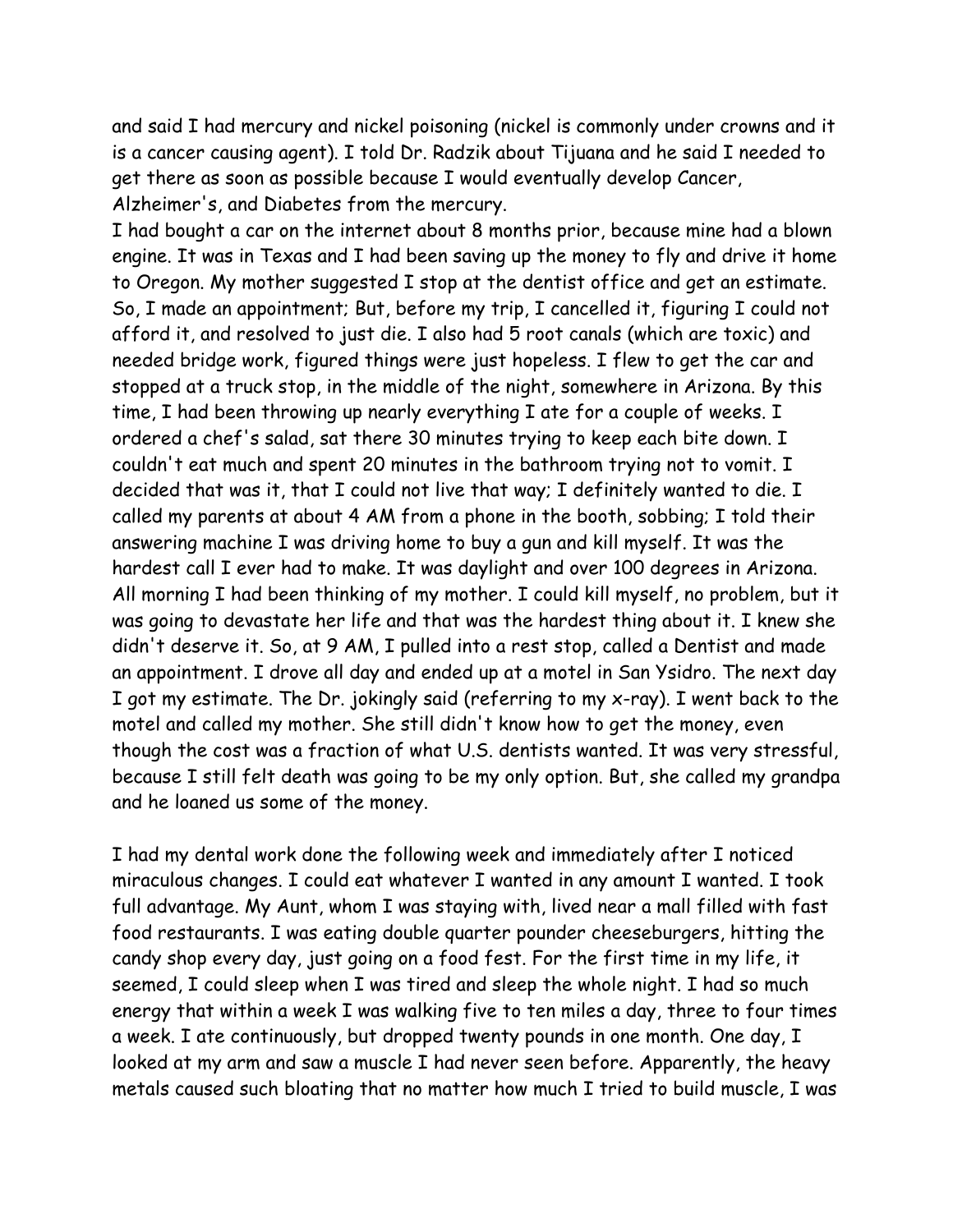and said I had mercury and nickel poisoning (nickel is commonly under crowns and it is a cancer causing agent). I told Dr. Radzik about Tijuana and he said I needed to get there as soon as possible because I would eventually develop Cancer, Alzheimer's, and Diabetes from the mercury.

I had bought a car on the internet about 8 months prior, because mine had a blown engine. It was in Texas and I had been saving up the money to fly and drive it home to Oregon. My mother suggested I stop at the dentist office and get an estimate. So, I made an appointment; But, before my trip, I cancelled it, figuring I could not afford it, and resolved to just die. I also had 5 root canals (which are toxic) and needed bridge work, figured things were just hopeless. I flew to get the car and stopped at a truck stop, in the middle of the night, somewhere in Arizona. By this time, I had been throwing up nearly everything I ate for a couple of weeks. I ordered a chef's salad, sat there 30 minutes trying to keep each bite down. I couldn't eat much and spent 20 minutes in the bathroom trying not to vomit. I decided that was it, that I could not live that way; I definitely wanted to die. I called my parents at about 4 AM from a phone in the booth, sobbing; I told their answering machine I was driving home to buy a gun and kill myself. It was the hardest call I ever had to make. It was daylight and over 100 degrees in Arizona. All morning I had been thinking of my mother. I could kill myself, no problem, but it was going to devastate her life and that was the hardest thing about it. I knew she didn't deserve it. So, at 9 AM, I pulled into a rest stop, called a Dentist and made an appointment. I drove all day and ended up at a motel in San Ysidro. The next day I got my estimate. The Dr. jokingly said (referring to my x-ray). I went back to the motel and called my mother. She still didn't know how to get the money, even though the cost was a fraction of what U.S. dentists wanted. It was very stressful, because I still felt death was going to be my only option. But, she called my grandpa and he loaned us some of the money.

I had my dental work done the following week and immediately after I noticed miraculous changes. I could eat whatever I wanted in any amount I wanted. I took full advantage. My Aunt, whom I was staying with, lived near a mall filled with fast food restaurants. I was eating double quarter pounder cheeseburgers, hitting the candy shop every day, just going on a food fest. For the first time in my life, it seemed, I could sleep when I was tired and sleep the whole night. I had so much energy that within a week I was walking five to ten miles a day, three to four times a week. I ate continuously, but dropped twenty pounds in one month. One day, I looked at my arm and saw a muscle I had never seen before. Apparently, the heavy metals caused such bloating that no matter how much I tried to build muscle, I was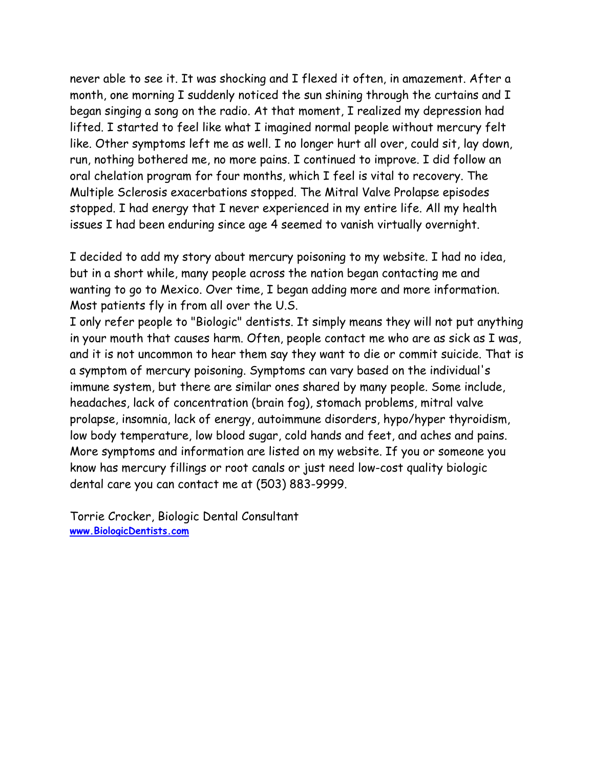never able to see it. It was shocking and I flexed it often, in amazement. After a month, one morning I suddenly noticed the sun shining through the curtains and I began singing a song on the radio. At that moment, I realized my depression had lifted. I started to feel like what I imagined normal people without mercury felt like. Other symptoms left me as well. I no longer hurt all over, could sit, lay down, run, nothing bothered me, no more pains. I continued to improve. I did follow an oral chelation program for four months, which I feel is vital to recovery. The Multiple Sclerosis exacerbations stopped. The Mitral Valve Prolapse episodes stopped. I had energy that I never experienced in my entire life. All my health issues I had been enduring since age 4 seemed to vanish virtually overnight.

I decided to add my story about mercury poisoning to my website. I had no idea, but in a short while, many people across the nation began contacting me and wanting to go to Mexico. Over time, I began adding more and more information. Most patients fly in from all over the U.S.

I only refer people to "Biologic" dentists. It simply means they will not put anything in your mouth that causes harm. Often, people contact me who are as sick as I was, and it is not uncommon to hear them say they want to die or commit suicide. That is a symptom of mercury poisoning. Symptoms can vary based on the individual's immune system, but there are similar ones shared by many people. Some include, headaches, lack of concentration (brain fog), stomach problems, mitral valve prolapse, insomnia, lack of energy, autoimmune disorders, hypo/hyper thyroidism, low body temperature, low blood sugar, cold hands and feet, and aches and pains. More symptoms and information are listed on my website. If you or someone you know has mercury fillings or root canals or just need low-cost quality biologic dental care you can contact me at (503) 883-9999.

Torrie Crocker, Biologic Dental Consultant
**www.BiologicDentists.com**